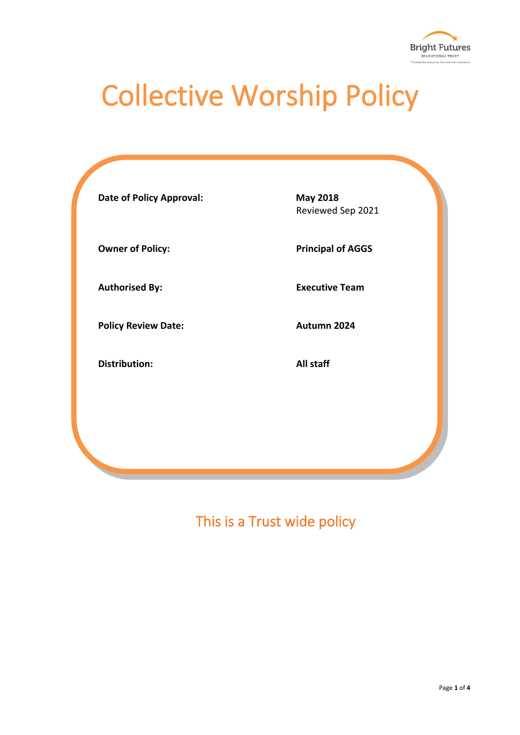# Collective Worship Policy

| | |
|---|---|
| **Date of Policy Approval:** | **May 2018**<br>Reviewed Sep 2021 |
| **Owner of Policy:** | **Principal of AGGS** |
| **Authorised By:** | **Executive Team** |
| **Policy Review Date:** | **Autumn 2024** |
| **Distribution:** | **All staff** |

## This is a Trust wide policy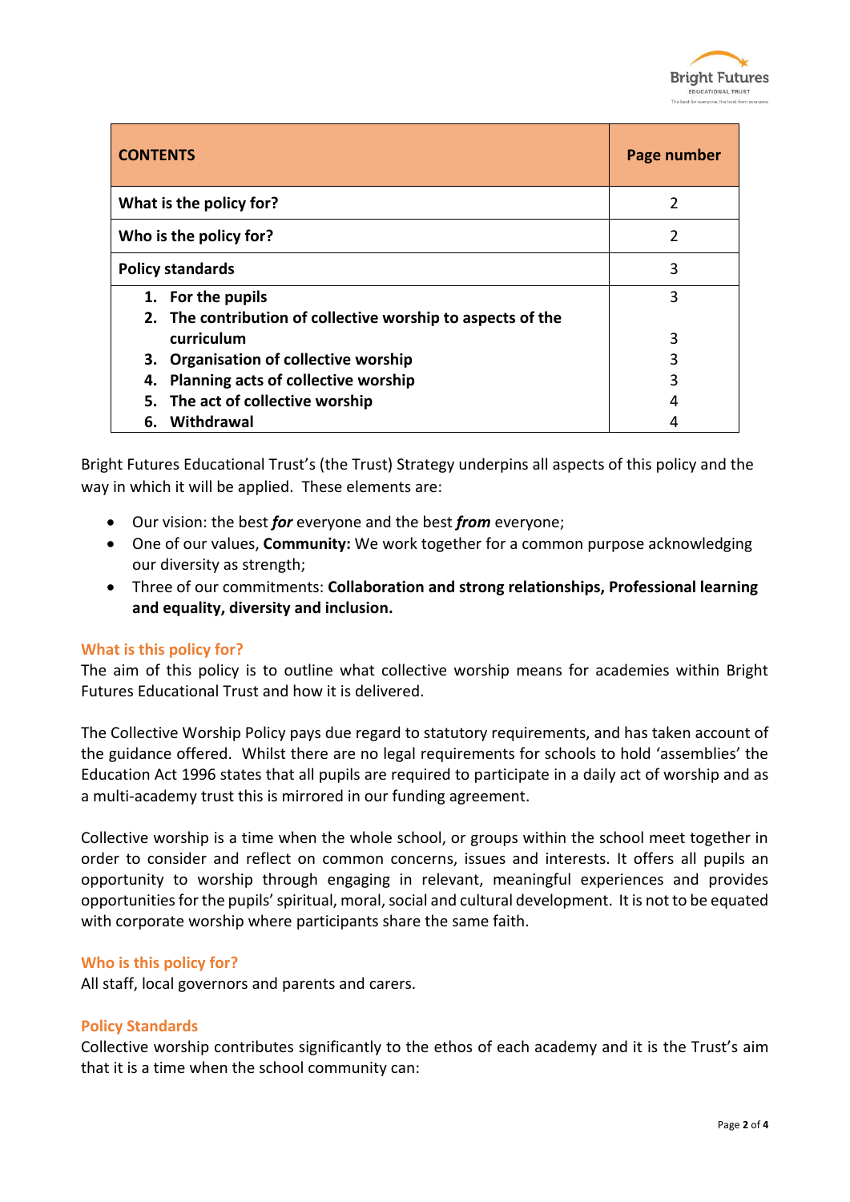| CONTENTS | Page number |
|---|---|
| **What is the policy for?** | 2 |
| **Who is the policy for?** | 2 |
| **Policy standards** | 3 |
| **1. For the pupils** | 3 |
| **2. The contribution of collective worship to aspects of the curriculum** | 3 |
| **3. Organisation of collective worship** | 3 |
| **4. Planning acts of collective worship** | 3 |
| **5. The act of collective worship** | 4 |
| **6. Withdrawal** | 4 |

Bright Futures Educational Trust's (the Trust) Strategy underpins all aspects of this policy and the way in which it will be applied. These elements are:

- Our vision: the best ***for*** everyone and the best ***from*** everyone;
- One of our values, **Community:** We work together for a common purpose acknowledging our diversity as strength;
- Three of our commitments: **Collaboration and strong relationships, Professional learning and equality, diversity and inclusion.**

## What is this policy for?

The aim of this policy is to outline what collective worship means for academies within Bright Futures Educational Trust and how it is delivered.

The Collective Worship Policy pays due regard to statutory requirements, and has taken account of the guidance offered. Whilst there are no legal requirements for schools to hold 'assemblies' the Education Act 1996 states that all pupils are required to participate in a daily act of worship and as a multi-academy trust this is mirrored in our funding agreement.

Collective worship is a time when the whole school, or groups within the school meet together in order to consider and reflect on common concerns, issues and interests. It offers all pupils an opportunity to worship through engaging in relevant, meaningful experiences and provides opportunities for the pupils' spiritual, moral, social and cultural development. It is not to be equated with corporate worship where participants share the same faith.

## Who is this policy for?

All staff, local governors and parents and carers.

## Policy Standards

Collective worship contributes significantly to the ethos of each academy and it is the Trust's aim that it is a time when the school community can: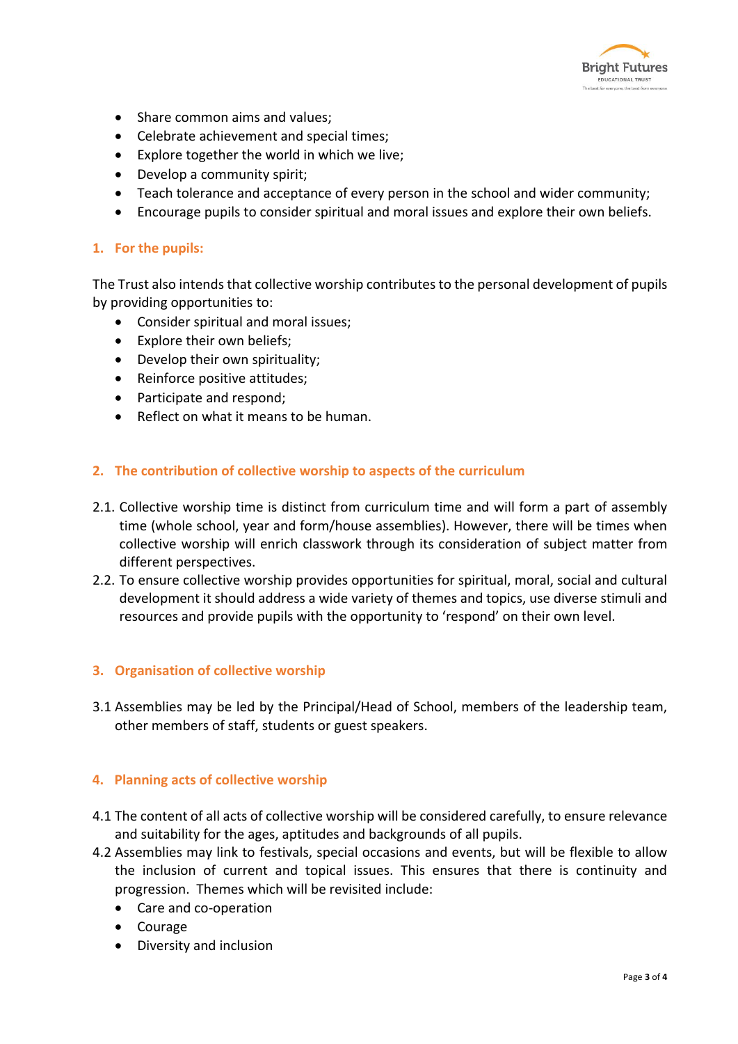- Share common aims and values;
- Celebrate achievement and special times;
- Explore together the world in which we live;
- Develop a community spirit;
- Teach tolerance and acceptance of every person in the school and wider community;
- Encourage pupils to consider spiritual and moral issues and explore their own beliefs.

## 1. For the pupils:

The Trust also intends that collective worship contributes to the personal development of pupils by providing opportunities to:

- Consider spiritual and moral issues;
- Explore their own beliefs;
- Develop their own spirituality;
- Reinforce positive attitudes;
- Participate and respond;
- Reflect on what it means to be human.

## 2. The contribution of collective worship to aspects of the curriculum

2.1. Collective worship time is distinct from curriculum time and will form a part of assembly time (whole school, year and form/house assemblies). However, there will be times when collective worship will enrich classwork through its consideration of subject matter from different perspectives.

2.2. To ensure collective worship provides opportunities for spiritual, moral, social and cultural development it should address a wide variety of themes and topics, use diverse stimuli and resources and provide pupils with the opportunity to 'respond' on their own level.

## 3. Organisation of collective worship

3.1 Assemblies may be led by the Principal/Head of School, members of the leadership team, other members of staff, students or guest speakers.

## 4. Planning acts of collective worship

4.1 The content of all acts of collective worship will be considered carefully, to ensure relevance and suitability for the ages, aptitudes and backgrounds of all pupils.

4.2 Assemblies may link to festivals, special occasions and events, but will be flexible to allow the inclusion of current and topical issues. This ensures that there is continuity and progression. Themes which will be revisited include:

- Care and co-operation
- Courage
- Diversity and inclusion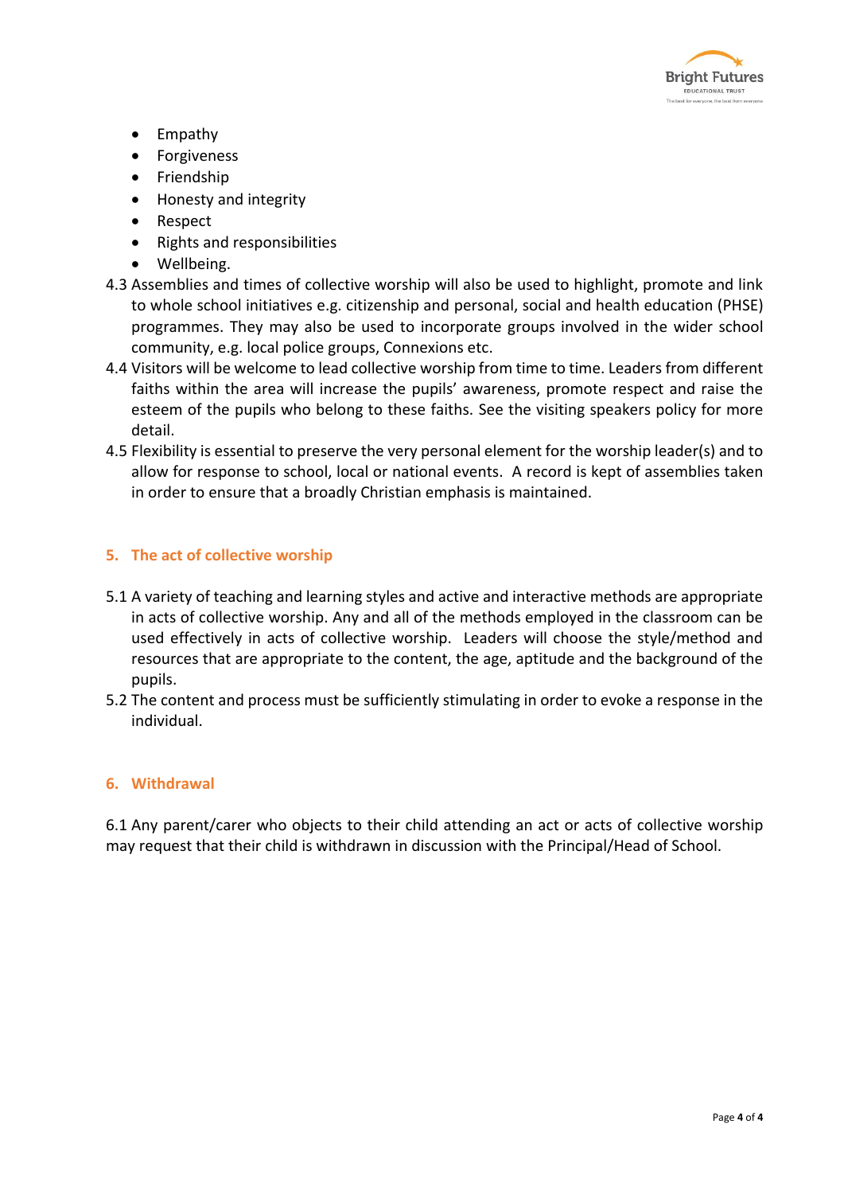- Empathy
- Forgiveness
- Friendship
- Honesty and integrity
- Respect
- Rights and responsibilities
- Wellbeing.

4.3 Assemblies and times of collective worship will also be used to highlight, promote and link to whole school initiatives e.g. citizenship and personal, social and health education (PHSE) programmes. They may also be used to incorporate groups involved in the wider school community, e.g. local police groups, Connexions etc.

4.4 Visitors will be welcome to lead collective worship from time to time. Leaders from different faiths within the area will increase the pupils' awareness, promote respect and raise the esteem of the pupils who belong to these faiths. See the visiting speakers policy for more detail.

4.5 Flexibility is essential to preserve the very personal element for the worship leader(s) and to allow for response to school, local or national events. A record is kept of assemblies taken in order to ensure that a broadly Christian emphasis is maintained.

## 5. The act of collective worship

5.1 A variety of teaching and learning styles and active and interactive methods are appropriate in acts of collective worship. Any and all of the methods employed in the classroom can be used effectively in acts of collective worship. Leaders will choose the style/method and resources that are appropriate to the content, the age, aptitude and the background of the pupils.

5.2 The content and process must be sufficiently stimulating in order to evoke a response in the individual.

## 6. Withdrawal

6.1 Any parent/carer who objects to their child attending an act or acts of collective worship may request that their child is withdrawn in discussion with the Principal/Head of School.